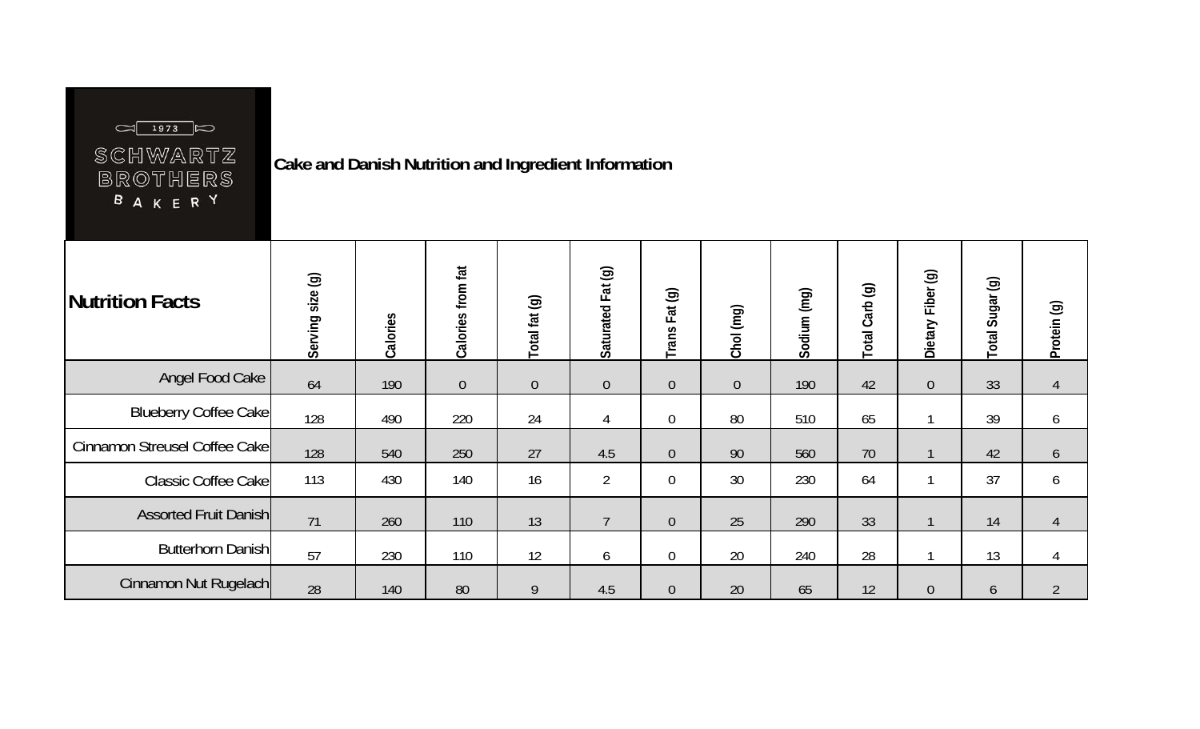SCHWARTZ BROTHERS BAKERY 1973

## Cake and Danish Nutrition and Ingredient Information

| Nutrition Facts | Serving size (g) | Calories | Calories from fat | Total fat (g) | Saturated Fat (g) | Trans Fat (g) | Chol (mg) | Sodium (mg) | Total Carb (g) | Dietary Fiber (g) | Total Sugar (g) | Protein (g) |
|---|---|---|---|---|---|---|---|---|---|---|---|---|
| Angel Food Cake | 64 | 190 | 0 | 0 | 0 | 0 | 0 | 190 | 42 | 0 | 33 | 4 |
| Blueberry Coffee Cake | 128 | 490 | 220 | 24 | 4 | 0 | 80 | 510 | 65 | 1 | 39 | 6 |
| Cinnamon Streusel Coffee Cake | 128 | 540 | 250 | 27 | 4.5 | 0 | 90 | 560 | 70 | 1 | 42 | 6 |
| Classic Coffee Cake | 113 | 430 | 140 | 16 | 2 | 0 | 30 | 230 | 64 | 1 | 37 | 6 |
| Assorted Fruit Danish | 71 | 260 | 110 | 13 | 7 | 0 | 25 | 290 | 33 | 1 | 14 | 4 |
| Butterhorn Danish | 57 | 230 | 110 | 12 | 6 | 0 | 20 | 240 | 28 | 1 | 13 | 4 |
| Cinnamon Nut Rugelach | 28 | 140 | 80 | 9 | 4.5 | 0 | 20 | 65 | 12 | 0 | 6 | 2 |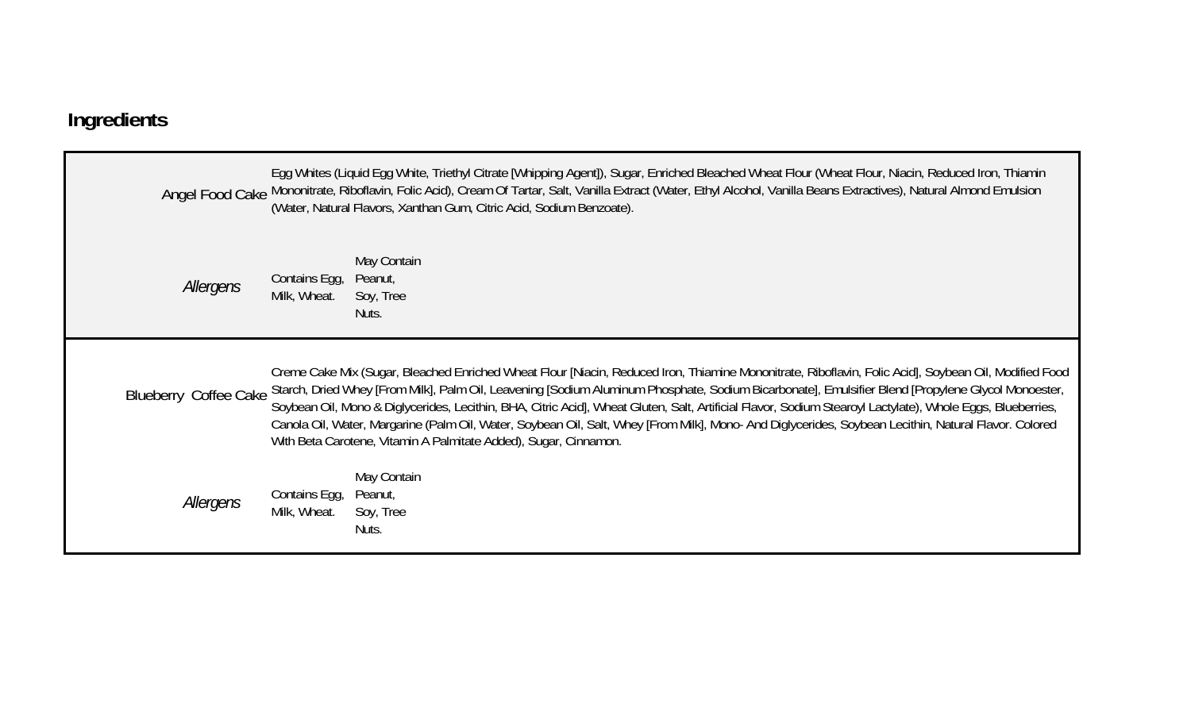## Ingredients

| | | |
|---|---|---|
| Angel Food Cake | Egg Whites (Liquid Egg White, Triethyl Citrate [Whipping Agent]), Sugar, Enriched Bleached Wheat Flour (Wheat Flour, Niacin, Reduced Iron, Thiamin Mononitrate, Riboflavin, Folic Acid), Cream Of Tartar, Salt, Vanilla Extract (Water, Ethyl Alcohol, Vanilla Beans Extractives), Natural Almond Emulsion (Water, Natural Flavors, Xanthan Gum, Citric Acid, Sodium Benzoate). | |
| *Allergens* | Contains Egg, Milk, Wheat. | May Contain Peanut, Soy, Tree Nuts. |
| Blueberry Coffee Cake | Creme Cake Mix (Sugar, Bleached Enriched Wheat Flour [Niacin, Reduced Iron, Thiamine Mononitrate, Riboflavin, Folic Acid], Soybean Oil, Modified Food Starch, Dried Whey [From Milk], Palm Oil, Leavening [Sodium Aluminum Phosphate, Sodium Bicarbonate], Emulsifier Blend [Propylene Glycol Monoester, Soybean Oil, Mono & Diglycerides, Lecithin, BHA, Citric Acid], Wheat Gluten, Salt, Artificial Flavor, Sodium Stearoyl Lactylate), Whole Eggs, Blueberries, Canola Oil, Water, Margarine (Palm Oil, Water, Soybean Oil, Salt, Whey [From Milk], Mono- And Diglycerides, Soybean Lecithin, Natural Flavor. Colored With Beta Carotene, Vitamin A Palmitate Added), Sugar, Cinnamon. | |
| *Allergens* | Contains Egg, Milk, Wheat. | May Contain Peanut, Soy, Tree Nuts. |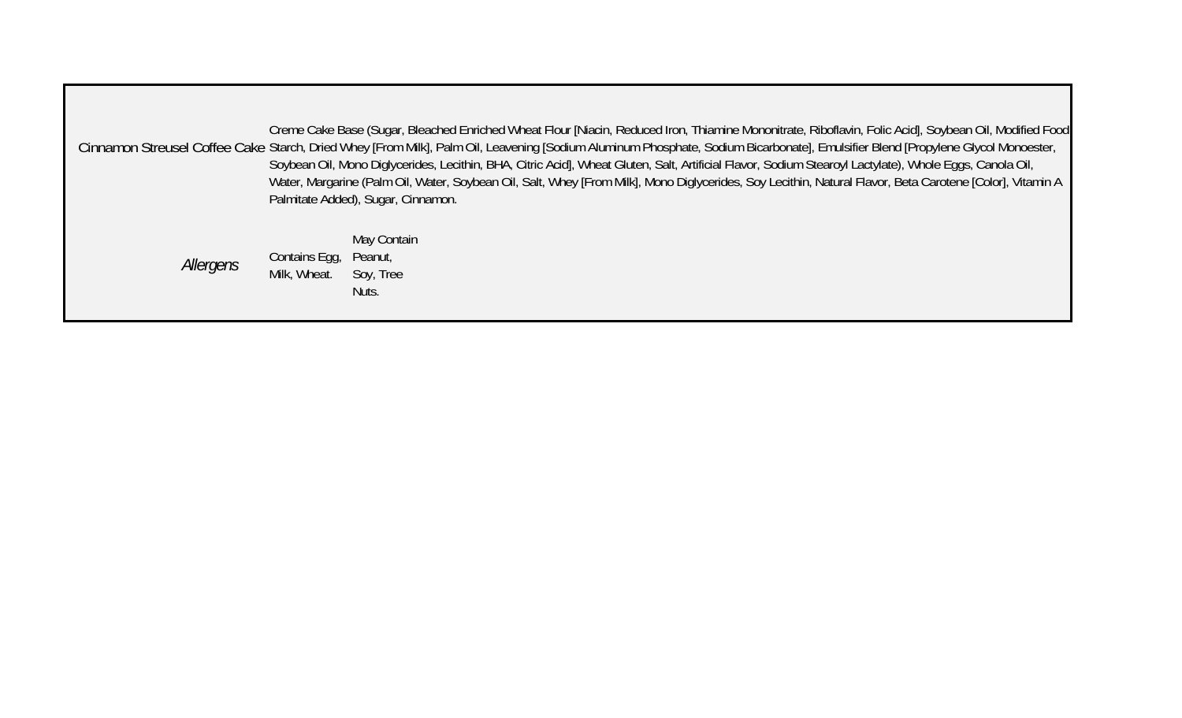| | | |
|---|---|---|
| Cinnamon Streusel Coffee Cake | Creme Cake Base (Sugar, Bleached Enriched Wheat Flour [Niacin, Reduced Iron, Thiamine Mononitrate, Riboflavin, Folic Acid], Soybean Oil, Modified Food Starch, Dried Whey [From Milk], Palm Oil, Leavening [Sodium Aluminum Phosphate, Sodium Bicarbonate], Emulsifier Blend [Propylene Glycol Monoester, Soybean Oil, Mono Diglycerides, Lecithin, BHA, Citric Acid], Wheat Gluten, Salt, Artificial Flavor, Sodium Stearoyl Lactylate), Whole Eggs, Canola Oil, Water, Margarine (Palm Oil, Water, Soybean Oil, Salt, Whey [From Milk], Mono Diglycerides, Soy Lecithin, Natural Flavor, Beta Carotene [Color], Vitamin A Palmitate Added), Sugar, Cinnamon. | |
| *Allergens* | Contains Egg, Milk, Wheat. | May Contain Peanut, Soy, Tree Nuts. |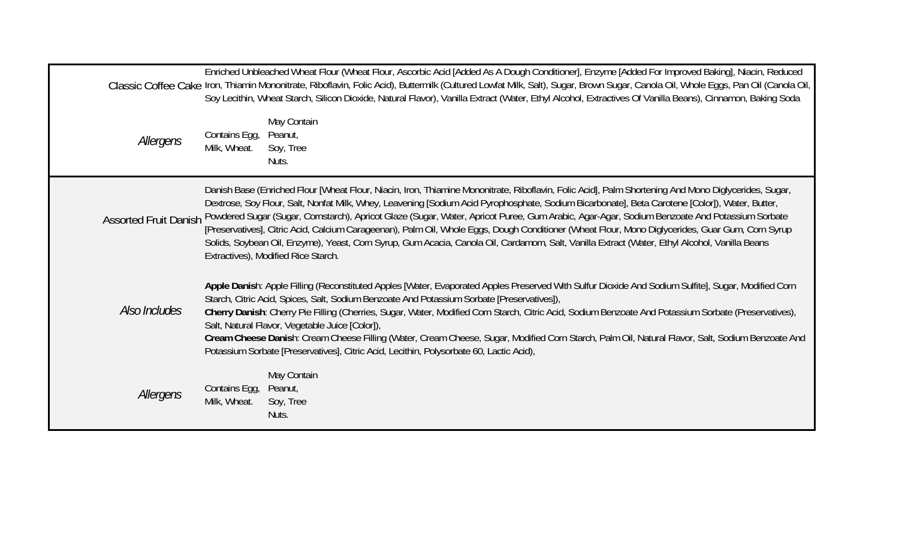| | | |
|---|---|---|
| Classic Coffee Cake | Enriched Unbleached Wheat Flour (Wheat Flour, Ascorbic Acid [Added As A Dough Conditioner], Enzyme [Added For Improved Baking], Niacin, Reduced Iron, Thiamin Mononitrate, Riboflavin, Folic Acid), Buttermilk (Cultured Lowfat Milk, Salt), Sugar, Brown Sugar, Canola Oil, Whole Eggs, Pan Oil (Canola Oil, Soy Lecithin, Wheat Starch, Silicon Dioxide, Natural Flavor), Vanilla Extract (Water, Ethyl Alcohol, Extractives Of Vanilla Beans), Cinnamon, Baking Soda | |
| *Allergens* | Contains Egg, Milk, Wheat. | May Contain Peanut, Soy, Tree Nuts. |
| Assorted Fruit Danish | Danish Base (Enriched Flour [Wheat Flour, Niacin, Iron, Thiamine Mononitrate, Riboflavin, Folic Acid], Palm Shortening And Mono Diglycerides, Sugar, Dextrose, Soy Flour, Salt, Nonfat Milk, Whey, Leavening [Sodium Acid Pyrophosphate, Sodium Bicarbonate], Beta Carotene [Color]), Water, Butter, Powdered Sugar (Sugar, Cornstarch), Apricot Glaze (Sugar, Water, Apricot Puree, Gum Arabic, Agar-Agar, Sodium Benzoate And Potassium Sorbate [Preservatives], Citric Acid, Calcium Carageenan), Palm Oil, Whole Eggs, Dough Conditioner (Wheat Flour, Mono Diglycerides, Guar Gum, Corn Syrup Solids, Soybean Oil, Enzyme), Yeast, Corn Syrup, Gum Acacia, Canola Oil, Cardamom, Salt, Vanilla Extract (Water, Ethyl Alcohol, Vanilla Beans Extractives), Modified Rice Starch. | |
| *Also Includes* | **Apple Danish**: Apple Filling (Reconstituted Apples [Water, Evaporated Apples Preserved With Sulfur Dioxide And Sodium Sulfite], Sugar, Modified Corn Starch, Citric Acid, Spices, Salt, Sodium Benzoate And Potassium Sorbate [Preservatives]), **Cherry Danish**: Cherry Pie Filling (Cherries, Sugar, Water, Modified Corn Starch, Citric Acid, Sodium Benzoate And Potassium Sorbate (Preservatives), Salt, Natural Flavor, Vegetable Juice [Color]), **Cream Cheese Danish**: Cream Cheese Filling (Water, Cream Cheese, Sugar, Modified Corn Starch, Palm Oil, Natural Flavor, Salt, Sodium Benzoate And Potassium Sorbate [Preservatives], Citric Acid, Lecithin, Polysorbate 60, Lactic Acid), | |
| *Allergens* | Contains Egg, Milk, Wheat. | May Contain Peanut, Soy, Tree Nuts. |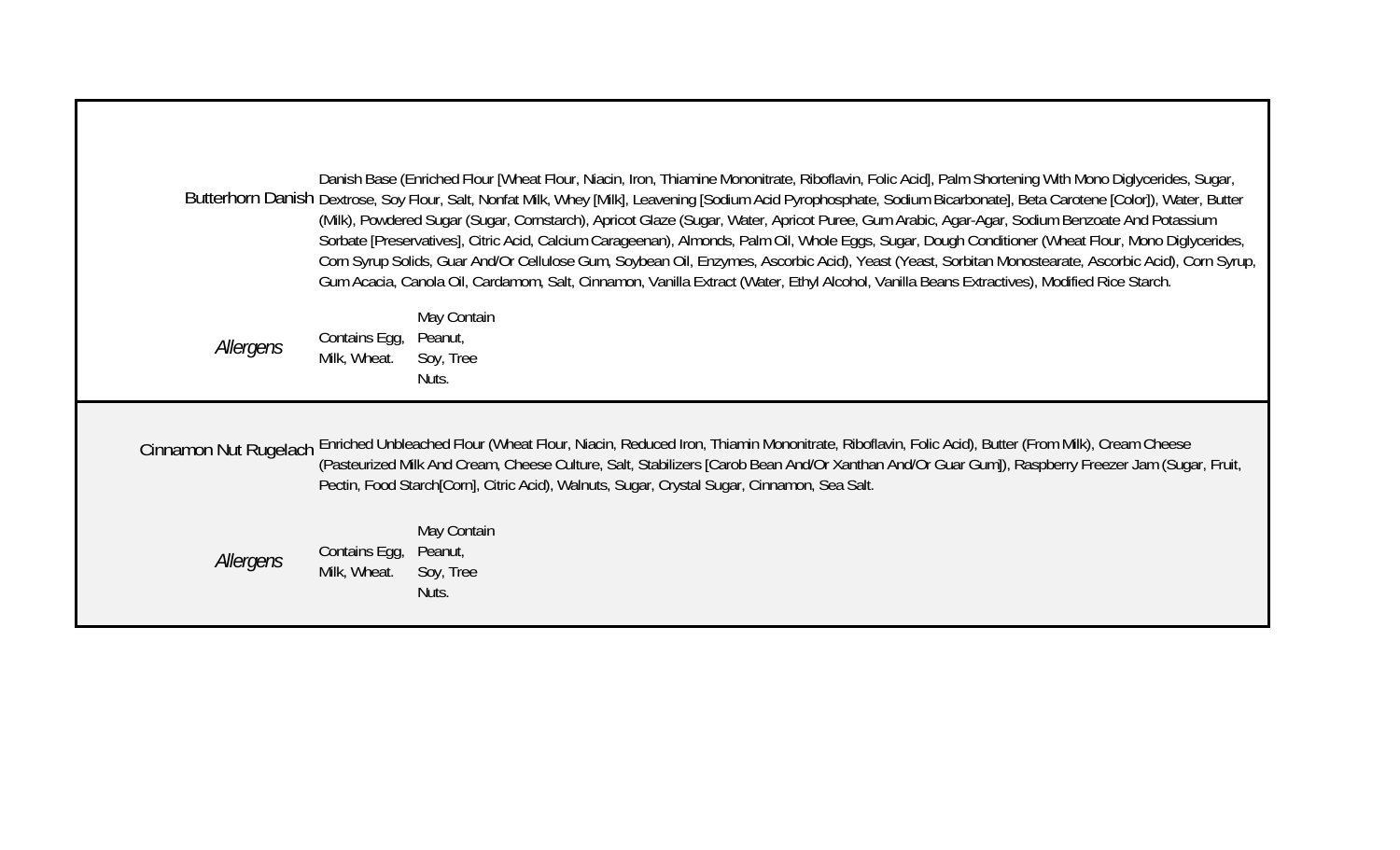| | | |
|---|---|---|
| Butterhorn Danish | Danish Base (Enriched Flour [Wheat Flour, Niacin, Iron, Thiamine Mononitrate, Riboflavin, Folic Acid], Palm Shortening With Mono Diglycerides, Sugar, Dextrose, Soy Flour, Salt, Nonfat Milk, Whey [Milk], Leavening [Sodium Acid Pyrophosphate, Sodium Bicarbonate], Beta Carotene [Color]), Water, Butter (Milk), Powdered Sugar (Sugar, Cornstarch), Apricot Glaze (Sugar, Water, Apricot Puree, Gum Arabic, Agar-Agar, Sodium Benzoate And Potassium Sorbate [Preservatives], Citric Acid, Calcium Carageenan), Almonds, Palm Oil, Whole Eggs, Sugar, Dough Conditioner (Wheat Flour, Mono Diglycerides, Corn Syrup Solids, Guar And/Or Cellulose Gum, Soybean Oil, Enzymes, Ascorbic Acid), Yeast (Yeast, Sorbitan Monostearate, Ascorbic Acid), Corn Syrup, Gum Acacia, Canola Oil, Cardamom, Salt, Cinnamon, Vanilla Extract (Water, Ethyl Alcohol, Vanilla Beans Extractives), Modified Rice Starch. | |
| *Allergens* | Contains Egg, Milk, Wheat. | May Contain Peanut, Soy, Tree Nuts. |
| Cinnamon Nut Rugelach | Enriched Unbleached Flour (Wheat Flour, Niacin, Reduced Iron, Thiamin Mononitrate, Riboflavin, Folic Acid), Butter (From Milk), Cream Cheese (Pasteurized Milk And Cream, Cheese Culture, Salt, Stabilizers [Carob Bean And/Or Xanthan And/Or Guar Gum]), Raspberry Freezer Jam (Sugar, Fruit, Pectin, Food Starch[Corn], Citric Acid), Walnuts, Sugar, Crystal Sugar, Cinnamon, Sea Salt. | |
| *Allergens* | Contains Egg, Milk, Wheat. | May Contain Peanut, Soy, Tree Nuts. |